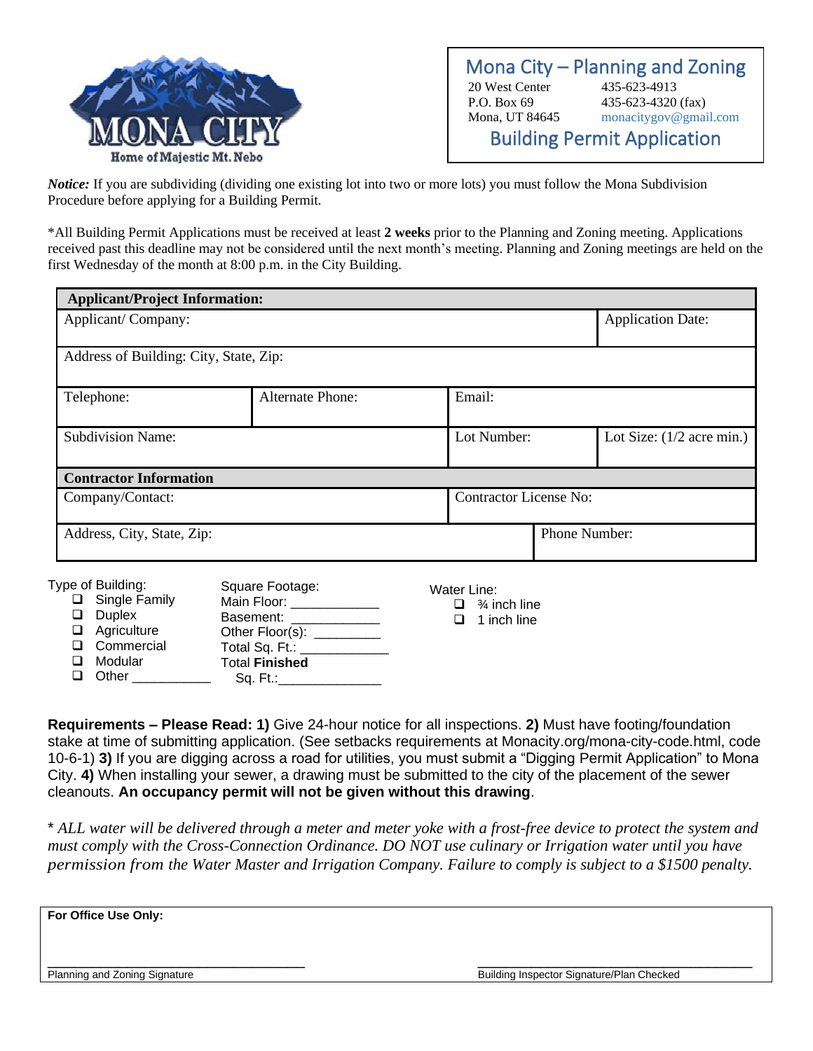MONA CITY
Home of Majestic Mt. Nebo

# Mona City – Planning and Zoning

20 West Center  
P.O. Box 69  
Mona, UT 84645

435-623-4913  
435-623-4320 (fax)  
monacitygov@gmail.com

## Building Permit Application

***Notice:*** If you are subdividing (dividing one existing lot into two or more lots) you must follow the Mona Subdivision Procedure before applying for a Building Permit.

*All Building Permit Applications must be received at least **2 weeks** prior to the Planning and Zoning meeting. Applications received past this deadline may not be considered until the next month's meeting. Planning and Zoning meetings are held on the first Wednesday of the month at 8:00 p.m. in the City Building.

| **Applicant/Project Information:** | | | |
|---|---|---|---|
| Applicant/ Company: | | | Application Date: |
| Address of Building: City, State, Zip: | | | |
| Telephone: | Alternate Phone: | Email: | |
| Subdivision Name: | | Lot Number: | Lot Size: (1/2 acre min.) |
| **Contractor Information** | | | |
| Company/Contact: | | Contractor License No: | |
| Address, City, State, Zip: | | Phone Number: | |

Type of Building:
- ❑ Single Family
- ❑ Duplex
- ❑ Agriculture
- ❑ Commercial
- ❑ Modular
- ❑ Other ___________

Square Footage:
- Main Floor: ____________
- Basement: ____________
- Other Floor(s): _________
- Total Sq. Ft.: ____________
- Total **Finished** Sq. Ft.:______________

Water Line:
- ❑ ¾ inch line
- ❑ 1 inch line

**Requirements – Please Read: 1)** Give 24-hour notice for all inspections. **2)** Must have footing/foundation stake at time of submitting application. (See setbacks requirements at Monacity.org/mona-city-code.html, code 10-6-1) **3)** If you are digging across a road for utilities, you must submit a "Digging Permit Application" to Mona City. **4)** When installing your sewer, a drawing must be submitted to the city of the placement of the sewer cleanouts. **An occupancy permit will not be given without this drawing**.

\* *ALL water will be delivered through a meter and meter yoke with a frost-free device to protect the system and must comply with the Cross-Connection Ordinance. DO NOT use culinary or Irrigation water until you have permission from the Water Master and Irrigation Company. Failure to comply is subject to a $1500 penalty.*

**For Office Use Only:**

_________________________________  
Planning and Zoning Signature

_________________________________  
Building Inspector Signature/Plan Checked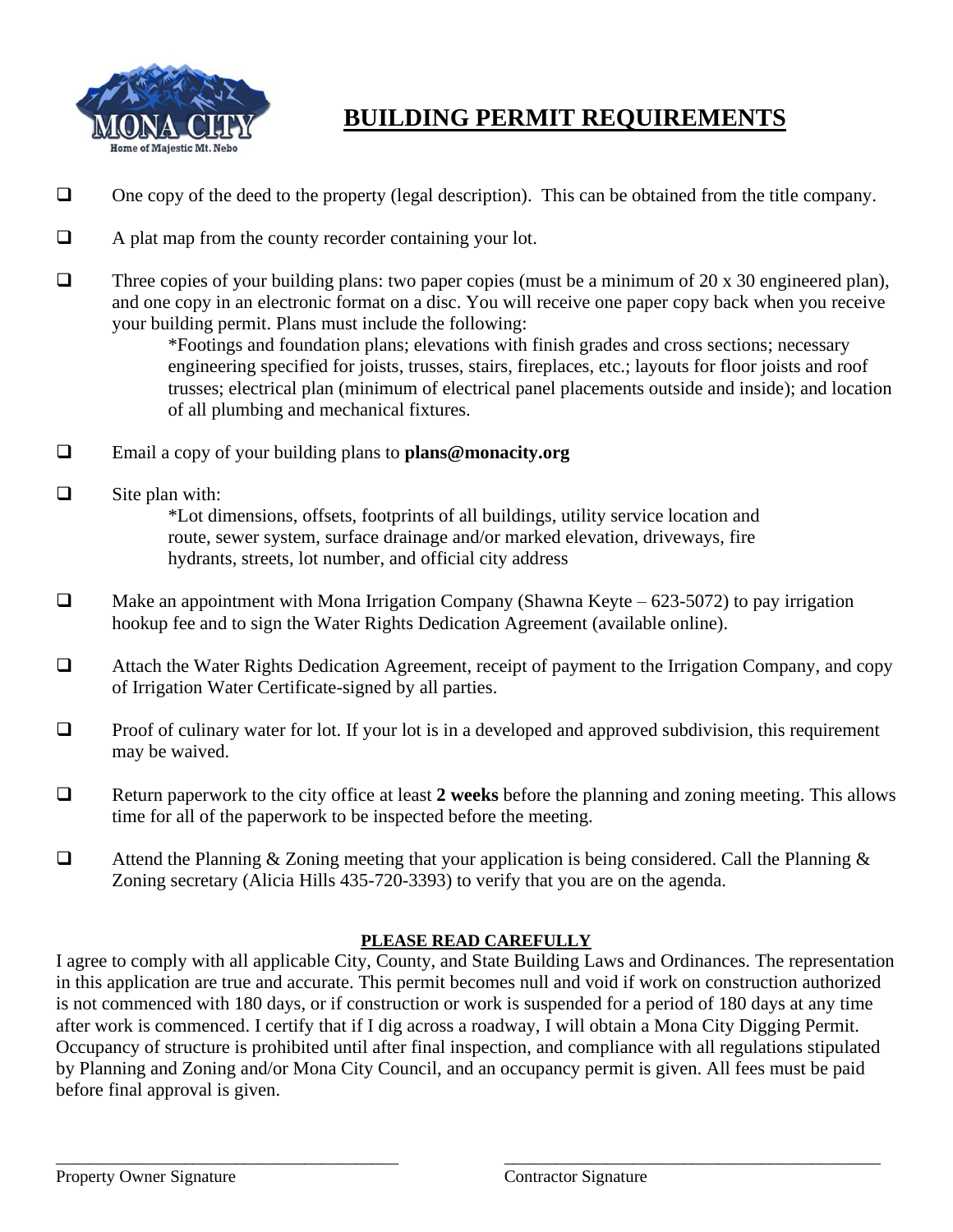# BUILDING PERMIT REQUIREMENTS

- ❑ One copy of the deed to the property (legal description). This can be obtained from the title company.
- ❑ A plat map from the county recorder containing your lot.
- ❑ Three copies of your building plans: two paper copies (must be a minimum of 20 x 30 engineered plan), and one copy in an electronic format on a disc. You will receive one paper copy back when you receive your building permit. Plans must include the following:

  *Footings and foundation plans; elevations with finish grades and cross sections; necessary engineering specified for joists, trusses, stairs, fireplaces, etc.; layouts for floor joists and roof trusses; electrical plan (minimum of electrical panel placements outside and inside); and location of all plumbing and mechanical fixtures.

- ❑ Email a copy of your building plans to **plans@monacity.org**
- ❑ Site plan with:

  *Lot dimensions, offsets, footprints of all buildings, utility service location and route, sewer system, surface drainage and/or marked elevation, driveways, fire hydrants, streets, lot number, and official city address

- ❑ Make an appointment with Mona Irrigation Company (Shawna Keyte – 623-5072) to pay irrigation hookup fee and to sign the Water Rights Dedication Agreement (available online).
- ❑ Attach the Water Rights Dedication Agreement, receipt of payment to the Irrigation Company, and copy of Irrigation Water Certificate-signed by all parties.
- ❑ Proof of culinary water for lot. If your lot is in a developed and approved subdivision, this requirement may be waived.
- ❑ Return paperwork to the city office at least **2 weeks** before the planning and zoning meeting. This allows time for all of the paperwork to be inspected before the meeting.
- ❑ Attend the Planning & Zoning meeting that your application is being considered. Call the Planning & Zoning secretary (Alicia Hills 435-720-3393) to verify that you are on the agenda.

**PLEASE READ CAREFULLY**

I agree to comply with all applicable City, County, and State Building Laws and Ordinances. The representation in this application are true and accurate. This permit becomes null and void if work on construction authorized is not commenced with 180 days, or if construction or work is suspended for a period of 180 days at any time after work is commenced. I certify that if I dig across a roadway, I will obtain a Mona City Digging Permit. Occupancy of structure is prohibited until after final inspection, and compliance with all regulations stipulated by Planning and Zoning and/or Mona City Council, and an occupancy permit is given. All fees must be paid before final approval is given.

_______________________________________ Property Owner Signature

_______________________________________ Contractor Signature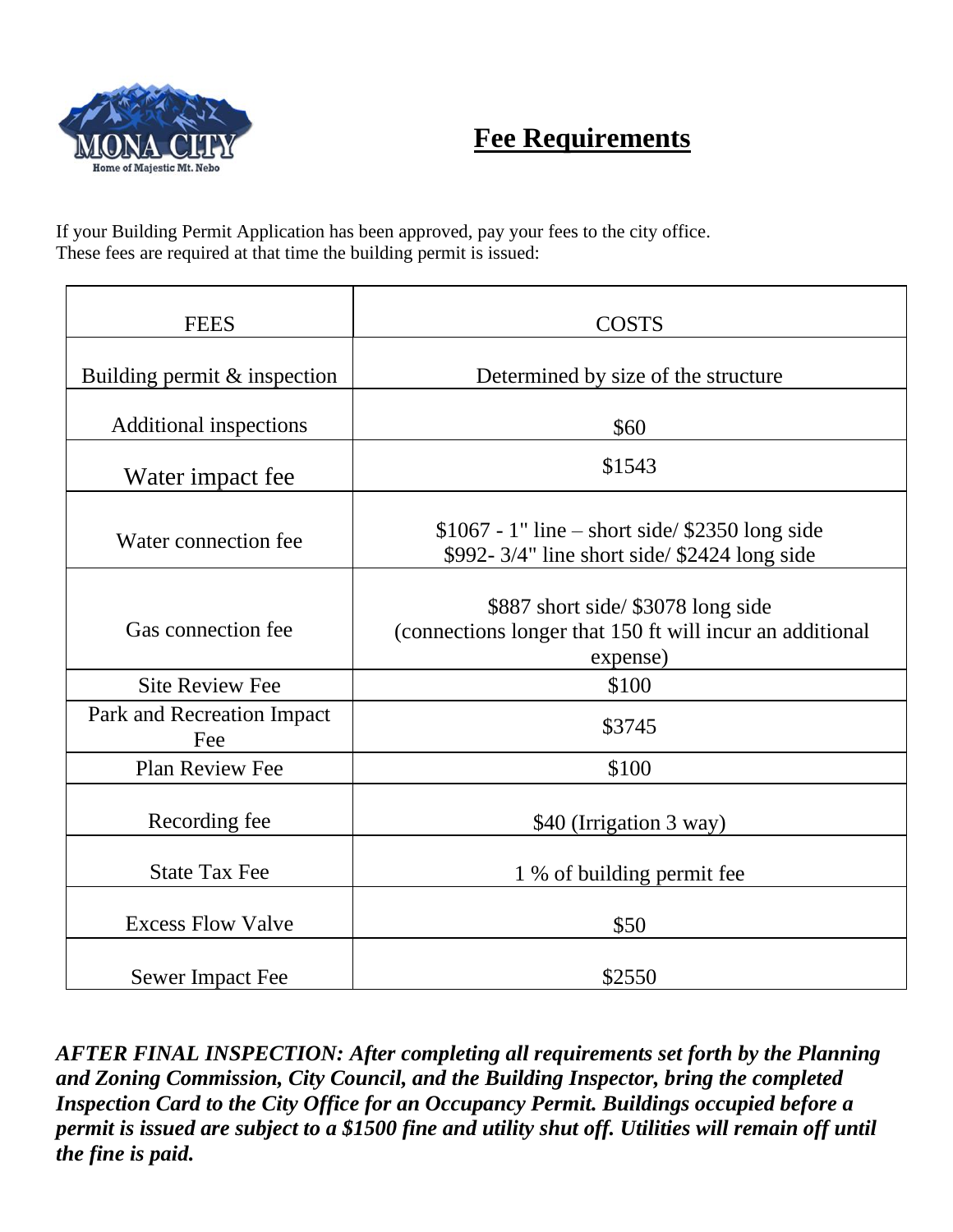# Fee Requirements

If your Building Permit Application has been approved, pay your fees to the city office.
These fees are required at that time the building permit is issued:

| FEES | COSTS |
|---|---|
| Building permit & inspection | Determined by size of the structure |
| Additional inspections | $60 |
| Water impact fee | $1543 |
| Water connection fee | $1067 - 1" line – short side/ $2350 long side<br>$992- 3/4" line short side/ $2424 long side |
| Gas connection fee | $887 short side/ $3078 long side<br>(connections longer that 150 ft will incur an additional expense) |
| Site Review Fee | $100 |
| Park and Recreation Impact Fee | $3745 |
| Plan Review Fee | $100 |
| Recording fee | $40 (Irrigation 3 way) |
| State Tax Fee | 1 % of building permit fee |
| Excess Flow Valve | $50 |
| Sewer Impact Fee | $2550 |

***AFTER FINAL INSPECTION: After completing all requirements set forth by the Planning and Zoning Commission, City Council, and the Building Inspector, bring the completed Inspection Card to the City Office for an Occupancy Permit. Buildings occupied before a permit is issued are subject to a $1500 fine and utility shut off. Utilities will remain off until the fine is paid.***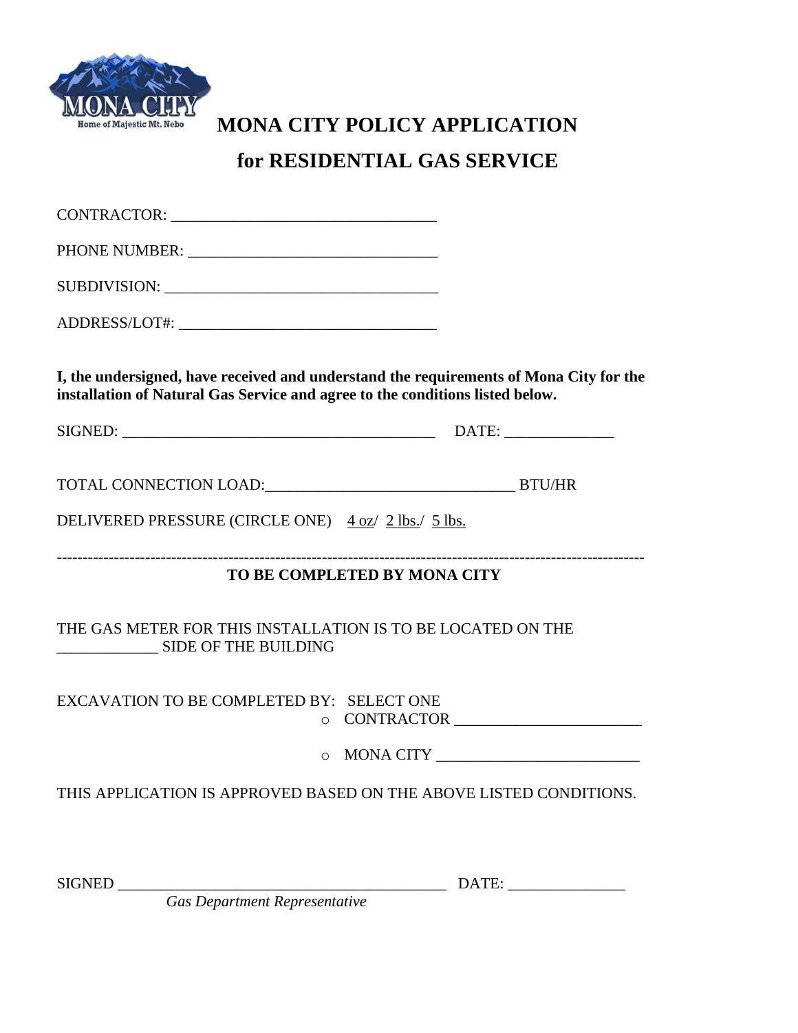MONA CITY

Home of Majestic Mt. Nebo

# MONA CITY POLICY APPLICATION
# for RESIDENTIAL GAS SERVICE

CONTRACTOR: ___________________________________

PHONE NUMBER: ________________________________

SUBDIVISION: ___________________________________

ADDRESS/LOT#: _________________________________

**I, the undersigned, have received and understand the requirements of Mona City for the installation of Natural Gas Service and agree to the conditions listed below.**

SIGNED: _________________________________________ DATE: ______________

TOTAL CONNECTION LOAD:________________________________ BTU/HR

DELIVERED PRESSURE (CIRCLE ONE) 4 oz/ 2 lbs./ 5 lbs.

---

**TO BE COMPLETED BY MONA CITY**

THE GAS METER FOR THIS INSTALLATION IS TO BE LOCATED ON THE _____________ SIDE OF THE BUILDING

EXCAVATION TO BE COMPLETED BY: SELECT ONE

- CONTRACTOR ________________________
- MONA CITY __________________________

THIS APPLICATION IS APPROVED BASED ON THE ABOVE LISTED CONDITIONS.

SIGNED ____________________________________________ DATE: _______________

*Gas Department Representative*